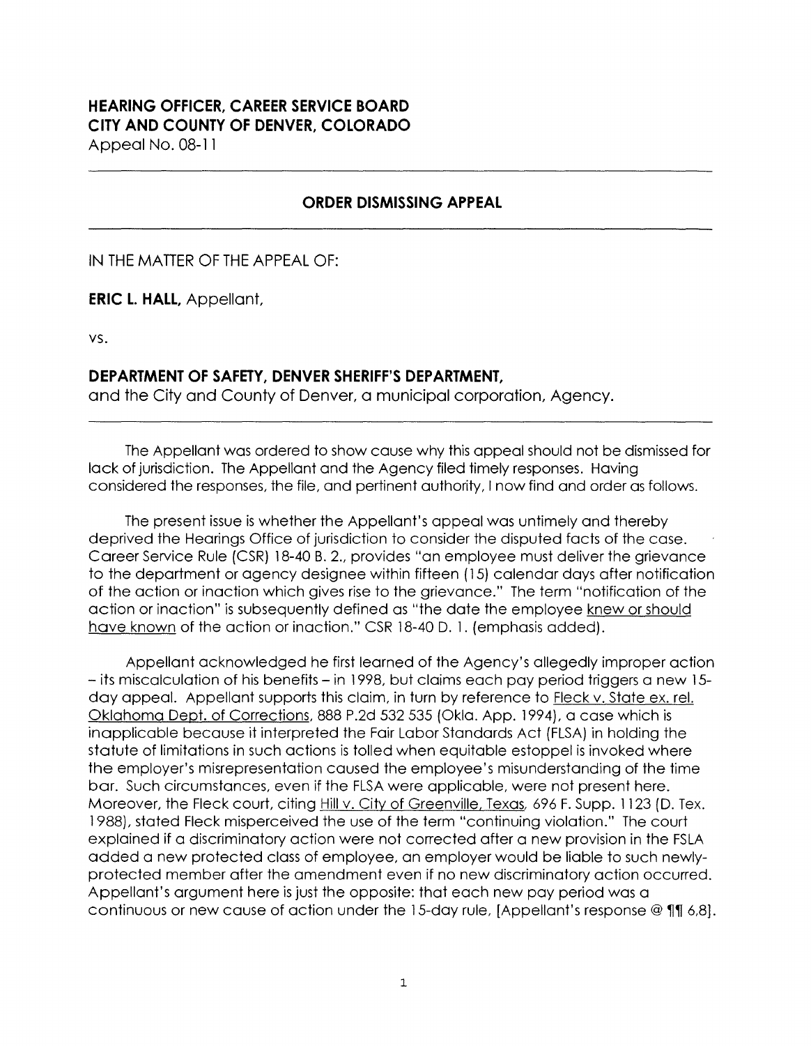**HEARING OFFICER, CAREER SERVICE BOARD**
**CITY AND COUNTY OF DENVER, COLORADO**
Appeal No. 08-11

---

## ORDER DISMISSING APPEAL

---

IN THE MATTER OF THE APPEAL OF:

**ERIC L. HALL,** Appellant,

vs.

**DEPARTMENT OF SAFETY, DENVER SHERIFF'S DEPARTMENT,**
and the City and County of Denver, a municipal corporation, Agency.

---

The Appellant was ordered to show cause why this appeal should not be dismissed for lack of jurisdiction. The Appellant and the Agency filed timely responses. Having considered the responses, the file, and pertinent authority, I now find and order as follows.

The present issue is whether the Appellant's appeal was untimely and thereby deprived the Hearings Office of jurisdiction to consider the disputed facts of the case. Career Service Rule (CSR) 18-40 B. 2., provides "an employee must deliver the grievance to the department or agency designee within fifteen (15) calendar days after notification of the action or inaction which gives rise to the grievance." The term "notification of the action or inaction" is subsequently defined as "the date the employee <u>knew or should have known</u> of the action or inaction." CSR 18-40 D. 1. (emphasis added).

Appellant acknowledged he first learned of the Agency's allegedly improper action – its miscalculation of his benefits – in 1998, but claims each pay period triggers a new 15-day appeal. Appellant supports this claim, in turn by reference to <u>Fleck v. State ex. rel. Oklahoma Dept. of Corrections</u>, 888 P.2d 532 535 (Okla. App. 1994), a case which is inapplicable because it interpreted the Fair Labor Standards Act (FLSA) in holding the statute of limitations in such actions is tolled when equitable estoppel is invoked where the employer's misrepresentation caused the employee's misunderstanding of the time bar. Such circumstances, even if the FLSA were applicable, were not present here. Moreover, the Fleck court, citing <u>Hill v. City of Greenville, Texas</u>, 696 F. Supp. 1123 (D. Tex. 1988), stated Fleck misperceived the use of the term "continuing violation." The court explained if a discriminatory action were not corrected after a new provision in the FSLA added a new protected class of employee, an employer would be liable to such newly-protected member after the amendment even if no new discriminatory action occurred. Appellant's argument here is just the opposite: that each new pay period was a continuous or new cause of action under the 15-day rule, [Appellant's response @ ¶¶ 6,8].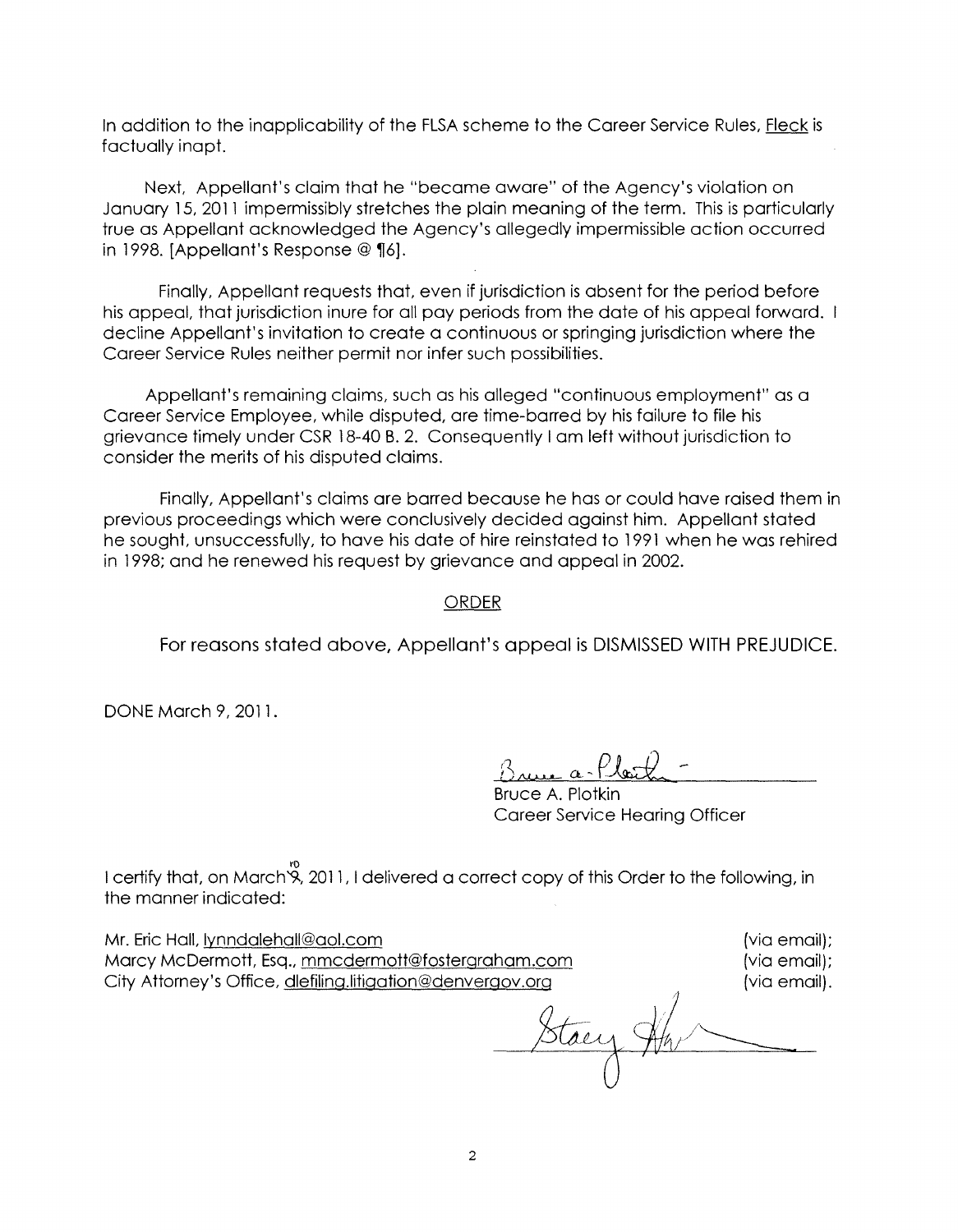In addition to the inapplicability of the FLSA scheme to the Career Service Rules, Fleck is factually inapt.

Next, Appellant's claim that he "became aware" of the Agency's violation on January 15, 2011 impermissibly stretches the plain meaning of the term. This is particularly true as Appellant acknowledged the Agency's allegedly impermissible action occurred in 1998. [Appellant's Response @ ¶6].

Finally, Appellant requests that, even if jurisdiction is absent for the period before his appeal, that jurisdiction inure for all pay periods from the date of his appeal forward. I decline Appellant's invitation to create a continuous or springing jurisdiction where the Career Service Rules neither permit nor infer such possibilities.

Appellant's remaining claims, such as his alleged "continuous employment" as a Career Service Employee, while disputed, are time-barred by his failure to file his grievance timely under CSR 18-40 B. 2. Consequently I am left without jurisdiction to consider the merits of his disputed claims.

Finally, Appellant's claims are barred because he has or could have raised them in previous proceedings which were conclusively decided against him. Appellant stated he sought, unsuccessfully, to have his date of hire reinstated to 1991 when he was rehired in 1998; and he renewed his request by grievance and appeal in 2002.

## ORDER

For reasons stated above, Appellant's appeal is DISMISSED WITH PREJUDICE.

DONE March 9, 2011.

Bruce A. Plotkin
Career Service Hearing Officer

I certify that, on March 10, 2011, I delivered a correct copy of this Order to the following, in the manner indicated:

Mr. Eric Hall, lynndalehall@aol.com (via email);
Marcy McDermott, Esq., mmcdermott@fostergraham.com (via email);
City Attorney's Office, dlefiling.litigation@denvergov.org (via email).